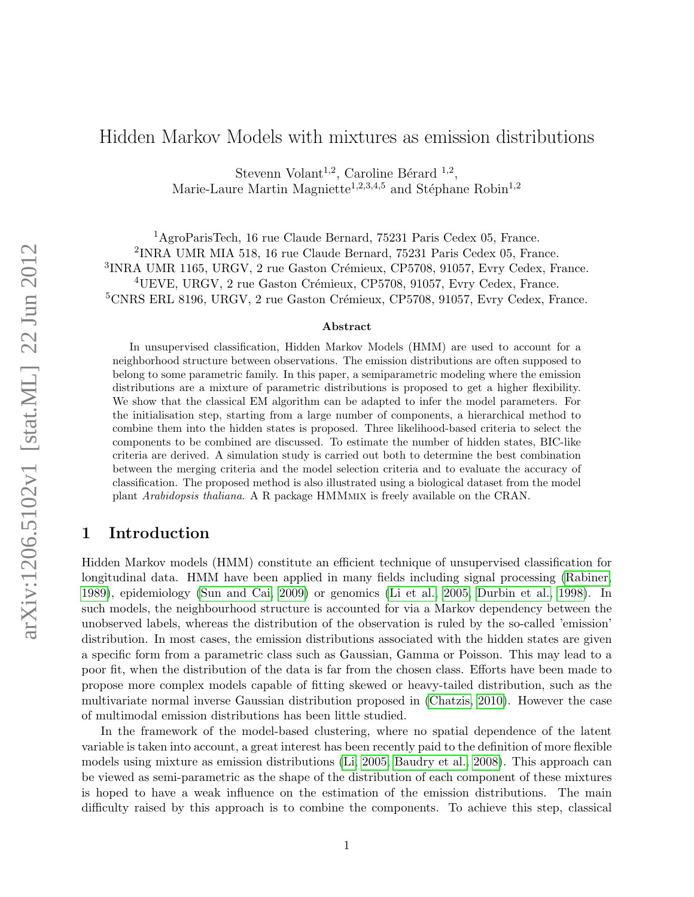# Hidden Markov Models with mixtures as emission distributions

Stevenn Volant[1,2], Caroline Bérard [1,2],
Marie-Laure Martin Magniette[1,2,3,4,5] and Stéphane Robin[1,2]

[1]AgroParisTech, 16 rue Claude Bernard, 75231 Paris Cedex 05, France.
[2]INRA UMR MIA 518, 16 rue Claude Bernard, 75231 Paris Cedex 05, France.
[3]INRA UMR 1165, URGV, 2 rue Gaston Crémieux, CP5708, 91057, Evry Cedex, France.
[4]UEVE, URGV, 2 rue Gaston Crémieux, CP5708, 91057, Evry Cedex, France.
[5]CNRS ERL 8196, URGV, 2 rue Gaston Crémieux, CP5708, 91057, Evry Cedex, France.

arXiv:1206.5102v1 [stat.ML] 22 Jun 2012

### Abstract

In unsupervised classification, Hidden Markov Models (HMM) are used to account for a neighborhood structure between observations. The emission distributions are often supposed to belong to some parametric family. In this paper, a semiparametric modeling where the emission distributions are a mixture of parametric distributions is proposed to get a higher flexibility. We show that the classical EM algorithm can be adapted to infer the model parameters. For the initialisation step, starting from a large number of components, a hierarchical method to combine them into the hidden states is proposed. Three likelihood-based criteria to select the components to be combined are discussed. To estimate the number of hidden states, BIC-like criteria are derived. A simulation study is carried out both to determine the best combination between the merging criteria and the model selection criteria and to evaluate the accuracy of classification. The proposed method is also illustrated using a biological dataset from the model plant *Arabidopsis thaliana*. A R package HMMmix is freely available on the CRAN.

## 1 Introduction

Hidden Markov models (HMM) constitute an efficient technique of unsupervised classification for longitudinal data. HMM have been applied in many fields including signal processing (Rabiner, 1989), epidemiology (Sun and Cai, 2009) or genomics (Li et al., 2005, Durbin et al., 1998). In such models, the neighbourhood structure is accounted for via a Markov dependency between the unobserved labels, whereas the distribution of the observation is ruled by the so-called 'emission' distribution. In most cases, the emission distributions associated with the hidden states are given a specific form from a parametric class such as Gaussian, Gamma or Poisson. This may lead to a poor fit, when the distribution of the data is far from the chosen class. Efforts have been made to propose more complex models capable of fitting skewed or heavy-tailed distribution, such as the multivariate normal inverse Gaussian distribution proposed in (Chatzis, 2010). However the case of multimodal emission distributions has been little studied.

In the framework of the model-based clustering, where no spatial dependence of the latent variable is taken into account, a great interest has been recently paid to the definition of more flexible models using mixture as emission distributions (Li, 2005, Baudry et al., 2008). This approach can be viewed as semi-parametric as the shape of the distribution of each component of these mixtures is hoped to have a weak influence on the estimation of the emission distributions. The main difficulty raised by this approach is to combine the components. To achieve this step, classical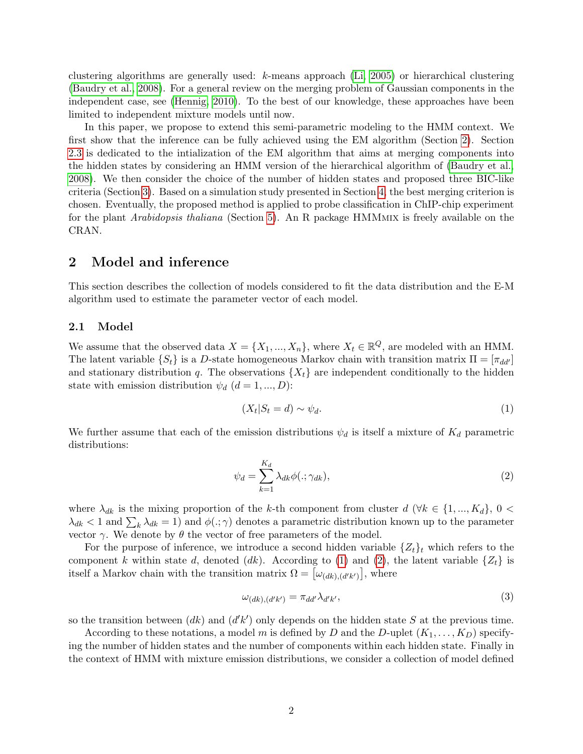clustering algorithms are generally used: $k$-means approach (Li, 2005) or hierarchical clustering (Baudry et al., 2008). For a general review on the merging problem of Gaussian components in the independent case, see (Hennig, 2010). To the best of our knowledge, these approaches have been limited to independent mixture models until now.

In this paper, we propose to extend this semi-parametric modeling to the HMM context. We first show that the inference can be fully achieved using the EM algorithm (Section 2). Section 2.3 is dedicated to the intialization of the EM algorithm that aims at merging components into the hidden states by considering an HMM version of the hierarchical algorithm of (Baudry et al., 2008). We then consider the choice of the number of hidden states and proposed three BIC-like criteria (Section 3). Based on a simulation study presented in Section 4, the best merging criterion is chosen. Eventually, the proposed method is applied to probe classification in ChIP-chip experiment for the plant *Arabidopsis thaliana* (Section 5). An R package HMMMIX is freely available on the CRAN.

## 2 Model and inference

This section describes the collection of models considered to fit the data distribution and the E-M algorithm used to estimate the parameter vector of each model.

### 2.1 Model

We assume that the observed data $X = \{X_1, ..., X_n\}$, where $X_t \in \mathbb{R}^Q$, are modeled with an HMM. The latent variable $\{S_t\}$ is a $D$-state homogeneous Markov chain with transition matrix $\Pi = [\pi_{dd'}]$ and stationary distribution $q$. The observations $\{X_t\}$ are independent conditionally to the hidden state with emission distribution $\psi_d$ $(d = 1, ..., D)$:

$$(X_t|S_t = d) \sim \psi_d. \tag{1}$$

We further assume that each of the emission distributions $\psi_d$ is itself a mixture of $K_d$ parametric distributions:

$$\psi_d = \sum_{k=1}^{K_d} \lambda_{dk} \phi(.; \gamma_{dk}), \tag{2}$$

where $\lambda_{dk}$ is the mixing proportion of the $k$-th component from cluster $d$ ($\forall k \in \{1, ..., K_d\}$, $0 < \lambda_{dk} < 1$ and $\sum_k \lambda_{dk} = 1$) and $\phi(.; \gamma)$ denotes a parametric distribution known up to the parameter vector $\gamma$. We denote by $\theta$ the vector of free parameters of the model.

For the purpose of inference, we introduce a second hidden variable $\{Z_t\}_t$ which refers to the component $k$ within state $d$, denoted $(dk)$. According to (1) and (2), the latent variable $\{Z_t\}$ is itself a Markov chain with the transition matrix $\Omega = \left[\omega_{(dk),(d'k')}\right]$, where

$$\omega_{(dk),(d'k')} = \pi_{dd'} \lambda_{d'k'}, \tag{3}$$

so the transition between $(dk)$ and $(d'k')$ only depends on the hidden state $S$ at the previous time.

According to these notations, a model $m$ is defined by $D$ and the $D$-uplet $(K_1, \ldots, K_D)$ specifying the number of hidden states and the number of components within each hidden state. Finally in the context of HMM with mixture emission distributions, we consider a collection of model defined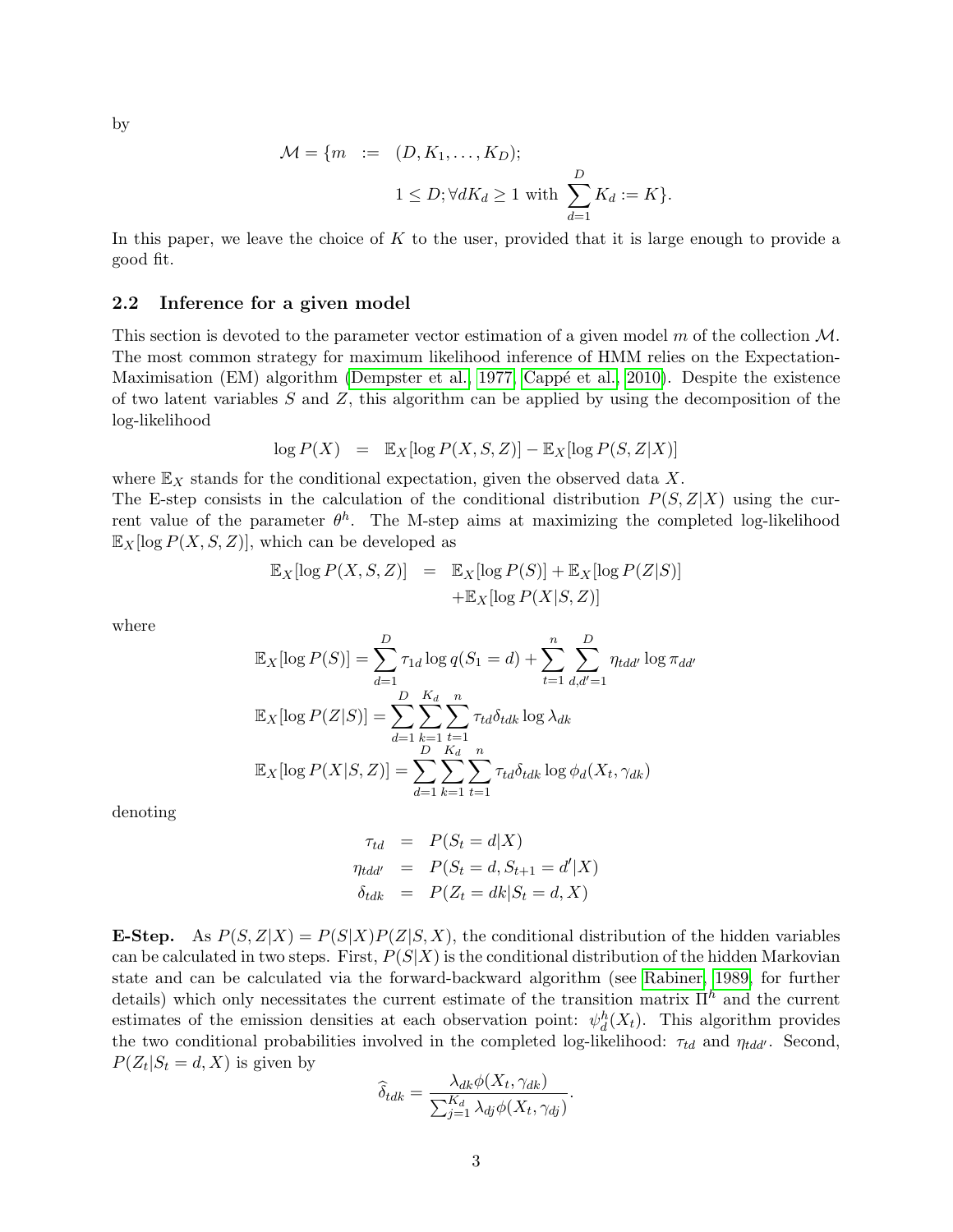by

$$
\begin{aligned}
\mathcal{M} = \{m \;\; := \;\; & (D, K_1, \ldots, K_D); \\
& 1 \leq D; \forall d K_d \geq 1 \text{ with } \sum_{d=1}^{D} K_d := K\}.
\end{aligned}
$$

In this paper, we leave the choice of $K$ to the user, provided that it is large enough to provide a good fit.

### 2.2 Inference for a given model

This section is devoted to the parameter vector estimation of a given model $m$ of the collection $\mathcal{M}$. The most common strategy for maximum likelihood inference of HMM relies on the Expectation-Maximisation (EM) algorithm (Dempster et al., 1977; Cappé et al., 2010). Despite the existence of two latent variables $S$ and $Z$, this algorithm can be applied by using the decomposition of the log-likelihood

$$
\log P(X) \;\; = \;\; \mathbb{E}_X[\log P(X, S, Z)] - \mathbb{E}_X[\log P(S, Z|X)]
$$

where $\mathbb{E}_X$ stands for the conditional expectation, given the observed data $X$.
The E-step consists in the calculation of the conditional distribution $P(S, Z|X)$ using the current value of the parameter $\theta^h$. The M-step aims at maximizing the completed log-likelihood $\mathbb{E}_X[\log P(X, S, Z)]$, which can be developed as

$$
\begin{aligned}
\mathbb{E}_X[\log P(X, S, Z)] \;\; = \;\; & \mathbb{E}_X[\log P(S)] + \mathbb{E}_X[\log P(Z|S)] \\
& + \mathbb{E}_X[\log P(X|S, Z)]
\end{aligned}
$$

where

$$
\begin{aligned}
\mathbb{E}_X[\log P(S)] &= \sum_{d=1}^{D} \tau_{1d} \log q(S_1 = d) + \sum_{t=1}^{n} \sum_{d,d'=1}^{D} \eta_{tdd'} \log \pi_{dd'} \\
\mathbb{E}_X[\log P(Z|S)] &= \sum_{d=1}^{D} \sum_{k=1}^{K_d} \sum_{t=1}^{n} \tau_{td} \delta_{tdk} \log \lambda_{dk} \\
\mathbb{E}_X[\log P(X|S, Z)] &= \sum_{d=1}^{D} \sum_{k=1}^{K_d} \sum_{t=1}^{n} \tau_{td} \delta_{tdk} \log \phi_d(X_t, \gamma_{dk})
\end{aligned}
$$

denoting

$$
\begin{aligned}
\tau_{td} &= P(S_t = d|X) \\
\eta_{tdd'} &= P(S_t = d, S_{t+1} = d'|X) \\
\delta_{tdk} &= P(Z_t = dk|S_t = d, X)
\end{aligned}
$$

**E-Step.** As $P(S, Z|X) = P(S|X)P(Z|S, X)$, the conditional distribution of the hidden variables can be calculated in two steps. First, $P(S|X)$ is the conditional distribution of the hidden Markovian state and can be calculated via the forward-backward algorithm (see Rabiner, 1989, for further details) which only necessitates the current estimate of the transition matrix $\Pi^h$ and the current estimates of the emission densities at each observation point: $\psi_d^h(X_t)$. This algorithm provides the two conditional probabilities involved in the completed log-likelihood: $\tau_{td}$ and $\eta_{tdd'}$. Second, $P(Z_t|S_t = d, X)$ is given by

$$
\widehat{\delta}_{tdk} = \frac{\lambda_{dk} \phi(X_t, \gamma_{dk})}{\sum_{j=1}^{K_d} \lambda_{dj} \phi(X_t, \gamma_{dj})}.
$$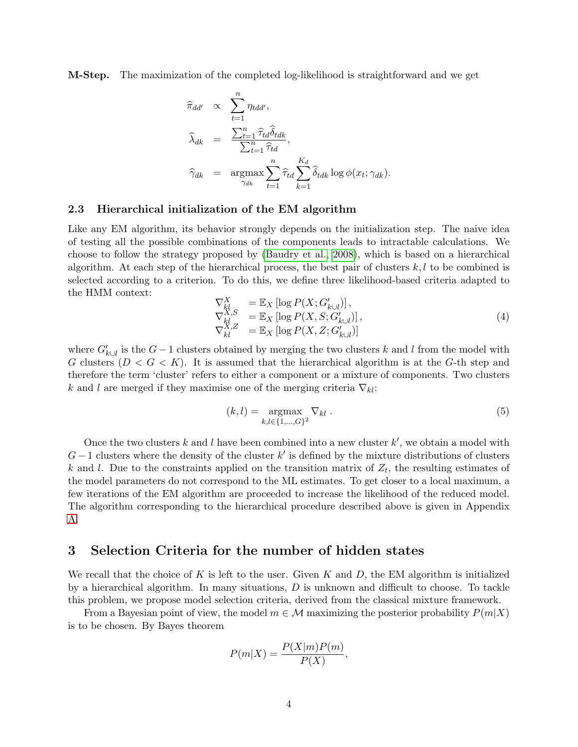**M-Step.** The maximization of the completed log-likelihood is straightforward and we get

$$
\begin{aligned}
\widehat{\pi}_{dd'} &\propto \sum_{t=1}^{n} \eta_{tdd'}, \\
\widehat{\lambda}_{dk} &= \frac{\sum_{t=1}^{n} \widehat{\tau}_{td} \widehat{\delta}_{tdk}}{\sum_{t=1}^{n} \widehat{\tau}_{td}}, \\
\widehat{\gamma}_{dk} &= \underset{\gamma_{dk}}{\operatorname{argmax}} \sum_{t=1}^{n} \widehat{\tau}_{td} \sum_{k=1}^{K_d} \widehat{\delta}_{tdk} \log \phi(x_t; \gamma_{dk}).
\end{aligned}
$$

### 2.3 Hierarchical initialization of the EM algorithm

Like any EM algorithm, its behavior strongly depends on the initialization step. The naive idea of testing all the possible combinations of the components leads to intractable calculations. We choose to follow the strategy proposed by (Baudry et al., 2008), which is based on a hierarchical algorithm. At each step of the hierarchical process, the best pair of clusters $k, l$ to be combined is selected according to a criterion. To do this, we define three likelihood-based criteria adapted to the HMM context:

$$
\begin{aligned}
\nabla_{kl}^{X} &= \mathbb{E}_X \left[ \log P(X; G'_{k\cup l}) \right], \\
\nabla_{kl}^{X,S} &= \mathbb{E}_X \left[ \log P(X, S; G'_{k\cup l}) \right], \\
\nabla_{kl}^{X,Z} &= \mathbb{E}_X \left[ \log P(X, Z; G'_{k\cup l}) \right]
\end{aligned}
\tag{4}
$$

where $G'_{k\cup l}$ is the $G-1$ clusters obtained by merging the two clusters $k$ and $l$ from the model with $G$ clusters ($D < G < K$). It is assumed that the hierarchical algorithm is at the $G$-th step and therefore the term 'cluster' refers to either a component or a mixture of components. Two clusters $k$ and $l$ are merged if they maximise one of the merging criteria $\nabla_{kl}$:

$$
(k, l) = \underset{k,l \in \{1,\ldots,G\}^2}{\operatorname{argmax}} \nabla_{kl} \ . \tag{5}
$$

Once the two clusters $k$ and $l$ have been combined into a new cluster $k'$, we obtain a model with $G-1$ clusters where the density of the cluster $k'$ is defined by the mixture distributions of clusters $k$ and $l$. Due to the constraints applied on the transition matrix of $Z_t$, the resulting estimates of the model parameters do not correspond to the ML estimates. To get closer to a local maximum, a few iterations of the EM algorithm are proceeded to increase the likelihood of the reduced model. The algorithm corresponding to the hierarchical procedure described above is given in Appendix A.

## 3 Selection Criteria for the number of hidden states

We recall that the choice of $K$ is left to the user. Given $K$ and $D$, the EM algorithm is initialized by a hierarchical algorithm. In many situations, $D$ is unknown and difficult to choose. To tackle this problem, we propose model selection criteria, derived from the classical mixture framework.

From a Bayesian point of view, the model $m \in \mathcal{M}$ maximizing the posterior probability $P(m|X)$ is to be chosen. By Bayes theorem

$$
P(m|X) = \frac{P(X|m)P(m)}{P(X)},
$$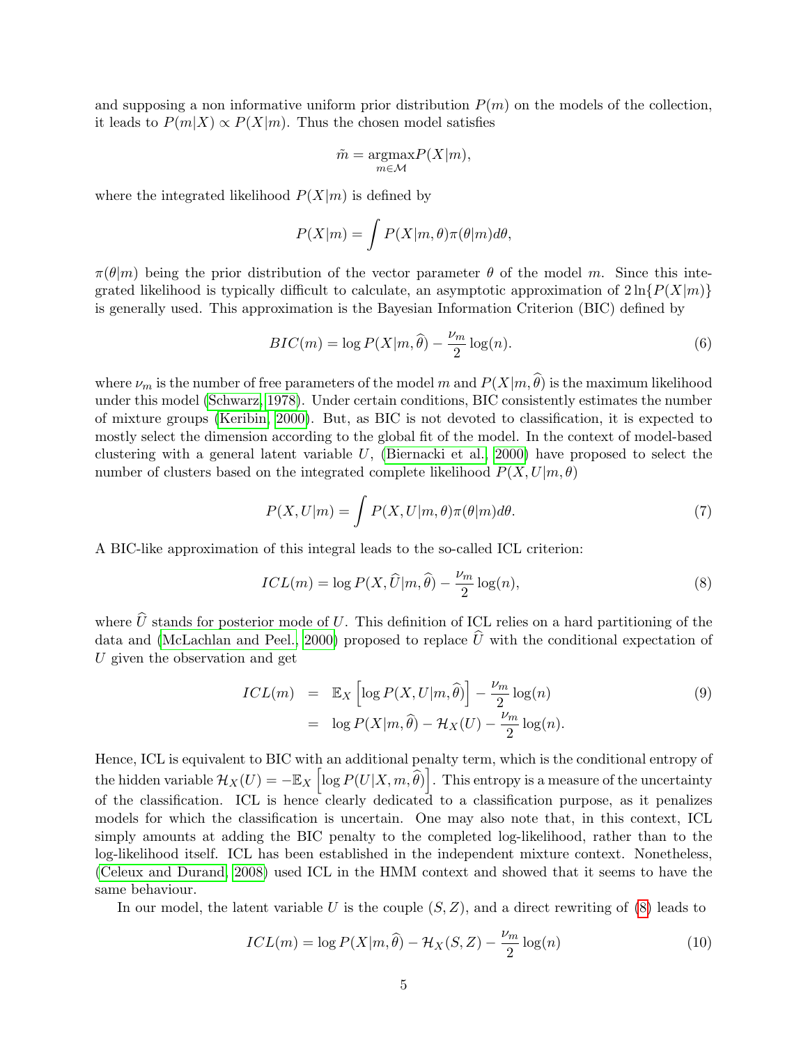and supposing a non informative uniform prior distribution $P(m)$ on the models of the collection, it leads to $P(m|X) \propto P(X|m)$. Thus the chosen model satisfies

$$\tilde{m} = \underset{m \in \mathcal{M}}{\text{argmax}} P(X|m),$$

where the integrated likelihood $P(X|m)$ is defined by

$$P(X|m) = \int P(X|m, \theta)\pi(\theta|m)d\theta,$$

$\pi(\theta|m)$ being the prior distribution of the vector parameter $\theta$ of the model $m$. Since this integrated likelihood is typically difficult to calculate, an asymptotic approximation of $2\ln\{P(X|m)\}$ is generally used. This approximation is the Bayesian Information Criterion (BIC) defined by

$$BIC(m) = \log P(X|m, \widehat{\theta}) - \frac{\nu_m}{2}\log(n). \tag{6}$$

where $\nu_m$ is the number of free parameters of the model $m$ and $P(X|m, \widehat{\theta})$ is the maximum likelihood under this model (Schwarz, 1978). Under certain conditions, BIC consistently estimates the number of mixture groups (Keribin, 2000). But, as BIC is not devoted to classification, it is expected to mostly select the dimension according to the global fit of the model. In the context of model-based clustering with a general latent variable $U$, (Biernacki et al., 2000) have proposed to select the number of clusters based on the integrated complete likelihood $P(X, U|m, \theta)$

$$P(X, U|m) = \int P(X, U|m, \theta)\pi(\theta|m)d\theta. \tag{7}$$

A BIC-like approximation of this integral leads to the so-called ICL criterion:

$$ICL(m) = \log P(X, \widehat{U}|m, \widehat{\theta}) - \frac{\nu_m}{2}\log(n), \tag{8}$$

where $\widehat{U}$ stands for posterior mode of $U$. This definition of ICL relies on a hard partitioning of the data and (McLachlan and Peel., 2000) proposed to replace $\widehat{U}$ with the conditional expectation of $U$ given the observation and get

$$\begin{aligned} ICL(m) &= \mathbb{E}_X\left[\log P(X, U|m, \widehat{\theta})\right] - \frac{\nu_m}{2}\log(n) \\ &= \log P(X|m, \widehat{\theta}) - \mathcal{H}_X(U) - \frac{\nu_m}{2}\log(n). \end{aligned} \tag{9}$$

Hence, ICL is equivalent to BIC with an additional penalty term, which is the conditional entropy of the hidden variable $\mathcal{H}_X(U) = -\mathbb{E}_X\left[\log P(U|X, m, \widehat{\theta})\right]$. This entropy is a measure of the uncertainty of the classification. ICL is hence clearly dedicated to a classification purpose, as it penalizes models for which the classification is uncertain. One may also note that, in this context, ICL simply amounts at adding the BIC penalty to the completed log-likelihood, rather than to the log-likelihood itself. ICL has been established in the independent mixture context. Nonetheless, (Celeux and Durand, 2008) used ICL in the HMM context and showed that it seems to have the same behaviour.

In our model, the latent variable $U$ is the couple $(S, Z)$, and a direct rewriting of (8) leads to

$$ICL(m) = \log P(X|m, \widehat{\theta}) - \mathcal{H}_X(S, Z) - \frac{\nu_m}{2}\log(n) \tag{10}$$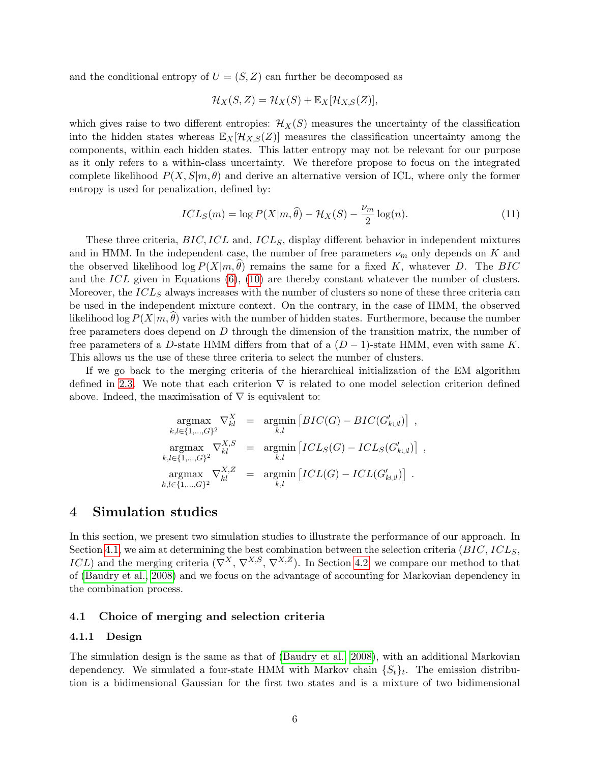and the conditional entropy of $U = (S, Z)$ can further be decomposed as

$$\mathcal{H}_X(S, Z) = \mathcal{H}_X(S) + \mathbb{E}_X[\mathcal{H}_{X,S}(Z)],$$

which gives raise to two different entropies: $\mathcal{H}_X(S)$ measures the uncertainty of the classification into the hidden states whereas $\mathbb{E}_X[\mathcal{H}_{X,S}(Z)]$ measures the classification uncertainty among the components, within each hidden states. This latter entropy may not be relevant for our purpose as it only refers to a within-class uncertainty. We therefore propose to focus on the integrated complete likelihood $P(X, S|m, \theta)$ and derive an alternative version of ICL, where only the former entropy is used for penalization, defined by:

$$ICL_S(m) = \log P(X|m, \widehat{\theta}) - \mathcal{H}_X(S) - \frac{\nu_m}{2}\log(n). \tag{11}$$

These three criteria, $BIC, ICL$ and, $ICL_S$, display different behavior in independent mixtures and in HMM. In the independent case, the number of free parameters $\nu_m$ only depends on $K$ and the observed likelihood $\log P(X|m, \widehat{\theta})$ remains the same for a fixed $K$, whatever $D$. The $BIC$ and the $ICL$ given in Equations (6), (10) are thereby constant whatever the number of clusters. Moreover, the $ICL_S$ always increases with the number of clusters so none of these three criteria can be used in the independent mixture context. On the contrary, in the case of HMM, the observed likelihood $\log P(X|m, \widehat{\theta})$ varies with the number of hidden states. Furthermore, because the number free parameters does depend on $D$ through the dimension of the transition matrix, the number of free parameters of a $D$-state HMM differs from that of a $(D-1)$-state HMM, even with same $K$. This allows us the use of these three criteria to select the number of clusters.

If we go back to the merging criteria of the hierarchical initialization of the EM algorithm defined in 2.3. We note that each criterion $\nabla$ is related to one model selection criterion defined above. Indeed, the maximisation of $\nabla$ is equivalent to:

$$\begin{aligned}
\underset{k,l \in \{1,\ldots,G\}^2}{\operatorname{argmax}} \ \nabla^X_{kl} &= \underset{k,l}{\operatorname{argmin}} \left[BIC(G) - BIC(G'_{k\cup l})\right] \ , \\
\underset{k,l \in \{1,\ldots,G\}^2}{\operatorname{argmax}} \ \nabla^{X,S}_{kl} &= \underset{k,l}{\operatorname{argmin}} \left[ICL_S(G) - ICL_S(G'_{k\cup l})\right] \ , \\
\underset{k,l \in \{1,\ldots,G\}^2}{\operatorname{argmax}} \ \nabla^{X,Z}_{kl} &= \underset{k,l}{\operatorname{argmin}} \left[ICL(G) - ICL(G'_{k\cup l})\right] \ .
\end{aligned}$$

# 4 Simulation studies

In this section, we present two simulation studies to illustrate the performance of our approach. In Section 4.1, we aim at determining the best combination between the selection criteria ($BIC$, $ICL_S$, $ICL$) and the merging criteria ($\nabla^X$, $\nabla^{X,S}$, $\nabla^{X,Z}$). In Section 4.2, we compare our method to that of (Baudry et al., 2008) and we focus on the advantage of accounting for Markovian dependency in the combination process.

## 4.1 Choice of merging and selection criteria

### 4.1.1 Design

The simulation design is the same as that of (Baudry et al., 2008), with an additional Markovian dependency. We simulated a four-state HMM with Markov chain $\{S_t\}_t$. The emission distribution is a bidimensional Gaussian for the first two states and is a mixture of two bidimensional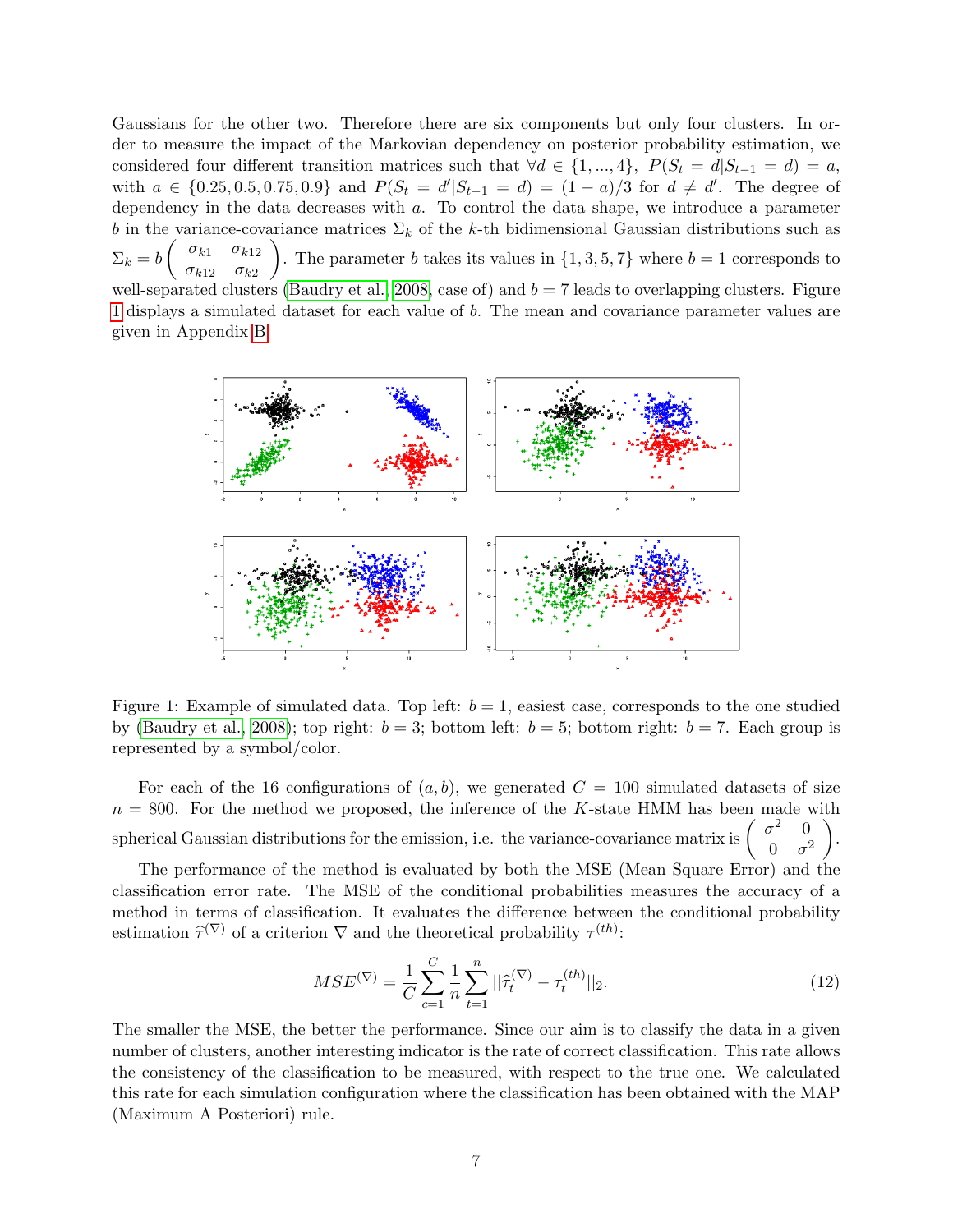Gaussians for the other two. Therefore there are six components but only four clusters. In order to measure the impact of the Markovian dependency on posterior probability estimation, we considered four different transition matrices such that $\forall d \in \{1, ..., 4\}$, $P(S_t = d|S_{t-1} = d) = a$, with $a \in \{0.25, 0.5, 0.75, 0.9\}$ and $P(S_t = d'|S_{t-1} = d) = (1-a)/3$ for $d \neq d'$. The degree of dependency in the data decreases with $a$. To control the data shape, we introduce a parameter $b$ in the variance-covariance matrices $\Sigma_k$ of the $k$-th bidimensional Gaussian distributions such as $\Sigma_k = b \begin{pmatrix} \sigma_{k1} & \sigma_{k12} \\ \sigma_{k12} & \sigma_{k2} \end{pmatrix}$. The parameter $b$ takes its values in $\{1, 3, 5, 7\}$ where $b = 1$ corresponds to well-separated clusters (Baudry et al., 2008, case of) and $b = 7$ leads to overlapping clusters. Figure 1 displays a simulated dataset for each value of $b$. The mean and covariance parameter values are given in Appendix B.

Figure 1: Example of simulated data. Top left: $b = 1$, easiest case, corresponds to the one studied by (Baudry et al., 2008); top right: $b = 3$; bottom left: $b = 5$; bottom right: $b = 7$. Each group is represented by a symbol/color.

For each of the 16 configurations of $(a, b)$, we generated $C = 100$ simulated datasets of size $n = 800$. For the method we proposed, the inference of the $K$-state HMM has been made with spherical Gaussian distributions for the emission, i.e. the variance-covariance matrix is $\begin{pmatrix} \sigma^2 & 0 \\ 0 & \sigma^2 \end{pmatrix}$.

The performance of the method is evaluated by both the MSE (Mean Square Error) and the classification error rate. The MSE of the conditional probabilities measures the accuracy of a method in terms of classification. It evaluates the difference between the conditional probability estimation $\widehat{\tau}^{(\nabla)}$ of a criterion $\nabla$ and the theoretical probability $\tau^{(th)}$:

$$MSE^{(\nabla)} = \frac{1}{C} \sum_{c=1}^{C} \frac{1}{n} \sum_{t=1}^{n} ||\widehat{\tau}_t^{(\nabla)} - \tau_t^{(th)}||_2. \tag{12}$$

The smaller the MSE, the better the performance. Since our aim is to classify the data in a given number of clusters, another interesting indicator is the rate of correct classification. This rate allows the consistency of the classification to be measured, with respect to the true one. We calculated this rate for each simulation configuration where the classification has been obtained with the MAP (Maximum A Posteriori) rule.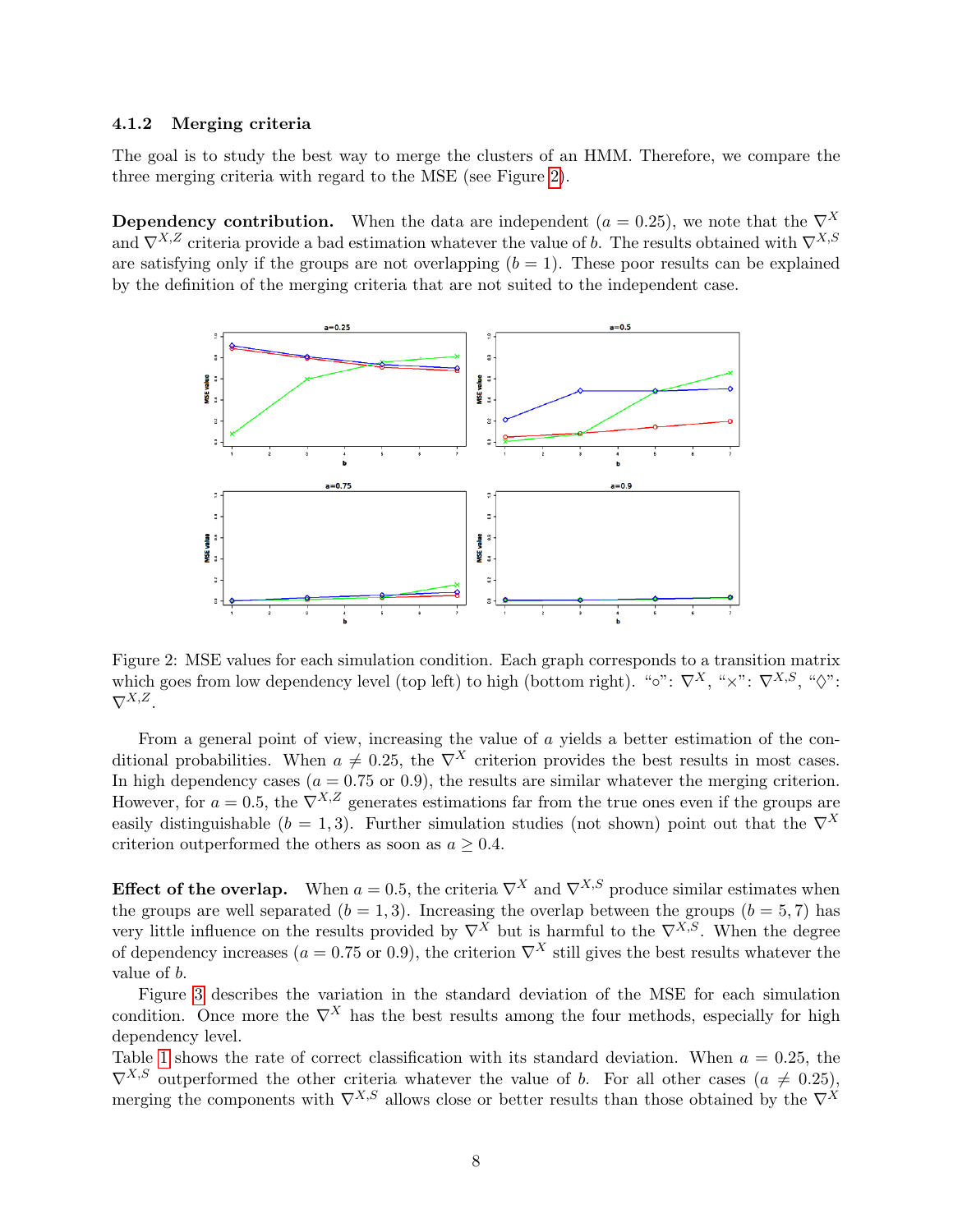### 4.1.2 Merging criteria

The goal is to study the best way to merge the clusters of an HMM. Therefore, we compare the three merging criteria with regard to the MSE (see Figure 2).

**Dependency contribution.** When the data are independent ($a = 0.25$), we note that the $\nabla^X$ and $\nabla^{X,Z}$ criteria provide a bad estimation whatever the value of $b$. The results obtained with $\nabla^{X,S}$ are satisfying only if the groups are not overlapping ($b = 1$). These poor results can be explained by the definition of the merging criteria that are not suited to the independent case.

Figure 2: MSE values for each simulation condition. Each graph corresponds to a transition matrix which goes from low dependency level (top left) to high (bottom right). "$\circ$": $\nabla^X$, "$\times$": $\nabla^{X,S}$, "$\Diamond$": $\nabla^{X,Z}$.

From a general point of view, increasing the value of $a$ yields a better estimation of the conditional probabilities. When $a \neq 0.25$, the $\nabla^X$ criterion provides the best results in most cases. In high dependency cases ($a = 0.75$ or $0.9$), the results are similar whatever the merging criterion. However, for $a = 0.5$, the $\nabla^{X,Z}$ generates estimations far from the true ones even if the groups are easily distinguishable ($b = 1, 3$). Further simulation studies (not shown) point out that the $\nabla^X$ criterion outperformed the others as soon as $a \geq 0.4$.

**Effect of the overlap.** When $a = 0.5$, the criteria $\nabla^X$ and $\nabla^{X,S}$ produce similar estimates when the groups are well separated ($b = 1, 3$). Increasing the overlap between the groups ($b = 5, 7$) has very little influence on the results provided by $\nabla^X$ but is harmful to the $\nabla^{X,S}$. When the degree of dependency increases ($a = 0.75$ or $0.9$), the criterion $\nabla^X$ still gives the best results whatever the value of $b$.

Figure 3 describes the variation in the standard deviation of the MSE for each simulation condition. Once more the $\nabla^X$ has the best results among the four methods, especially for high dependency level.

Table 1 shows the rate of correct classification with its standard deviation. When $a = 0.25$, the $\nabla^{X,S}$ outperformed the other criteria whatever the value of $b$. For all other cases ($a \neq 0.25$), merging the components with $\nabla^{X,S}$ allows close or better results than those obtained by the $\nabla^X$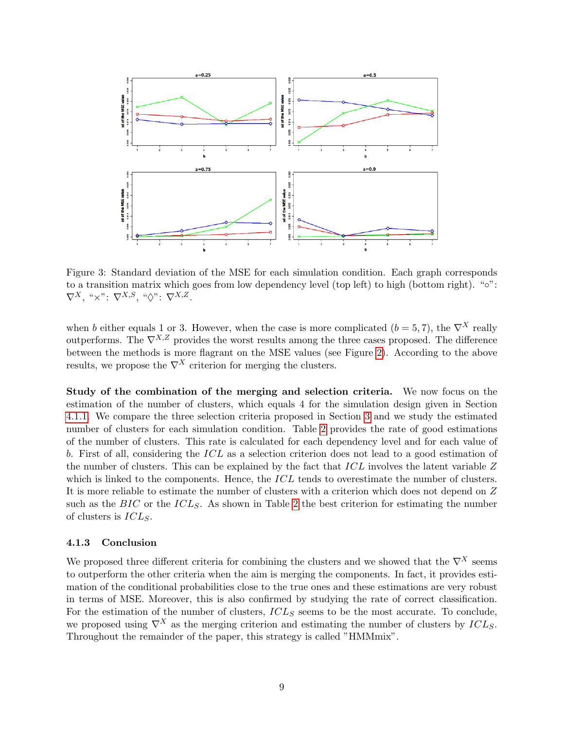Figure 3: Standard deviation of the MSE for each simulation condition. Each graph corresponds to a transition matrix which goes from low dependency level (top left) to high (bottom right). "○": $\nabla^X$, "×": $\nabla^{X,S}$, "◊": $\nabla^{X,Z}$.

when $b$ either equals 1 or 3. However, when the case is more complicated ($b = 5, 7$), the $\nabla^X$ really outperforms. The $\nabla^{X,Z}$ provides the worst results among the three cases proposed. The difference between the methods is more flagrant on the MSE values (see Figure 2). According to the above results, we propose the $\nabla^X$ criterion for merging the clusters.

**Study of the combination of the merging and selection criteria.** We now focus on the estimation of the number of clusters, which equals 4 for the simulation design given in Section 4.1.1. We compare the three selection criteria proposed in Section 3 and we study the estimated number of clusters for each simulation condition. Table 2 provides the rate of good estimations of the number of clusters. This rate is calculated for each dependency level and for each value of $b$. First of all, considering the $ICL$ as a selection criterion does not lead to a good estimation of the number of clusters. This can be explained by the fact that $ICL$ involves the latent variable $Z$ which is linked to the components. Hence, the $ICL$ tends to overestimate the number of clusters. It is more reliable to estimate the number of clusters with a criterion which does not depend on $Z$ such as the $BIC$ or the $ICL_S$. As shown in Table 2 the best criterion for estimating the number of clusters is $ICL_S$.

### 4.1.3 Conclusion

We proposed three different criteria for combining the clusters and we showed that the $\nabla^X$ seems to outperform the other criteria when the aim is merging the components. In fact, it provides estimation of the conditional probabilities close to the true ones and these estimations are very robust in terms of MSE. Moreover, this is also confirmed by studying the rate of correct classification. For the estimation of the number of clusters, $ICL_S$ seems to be the most accurate. To conclude, we proposed using $\nabla^X$ as the merging criterion and estimating the number of clusters by $ICL_S$. Throughout the remainder of the paper, this strategy is called "HMMmix".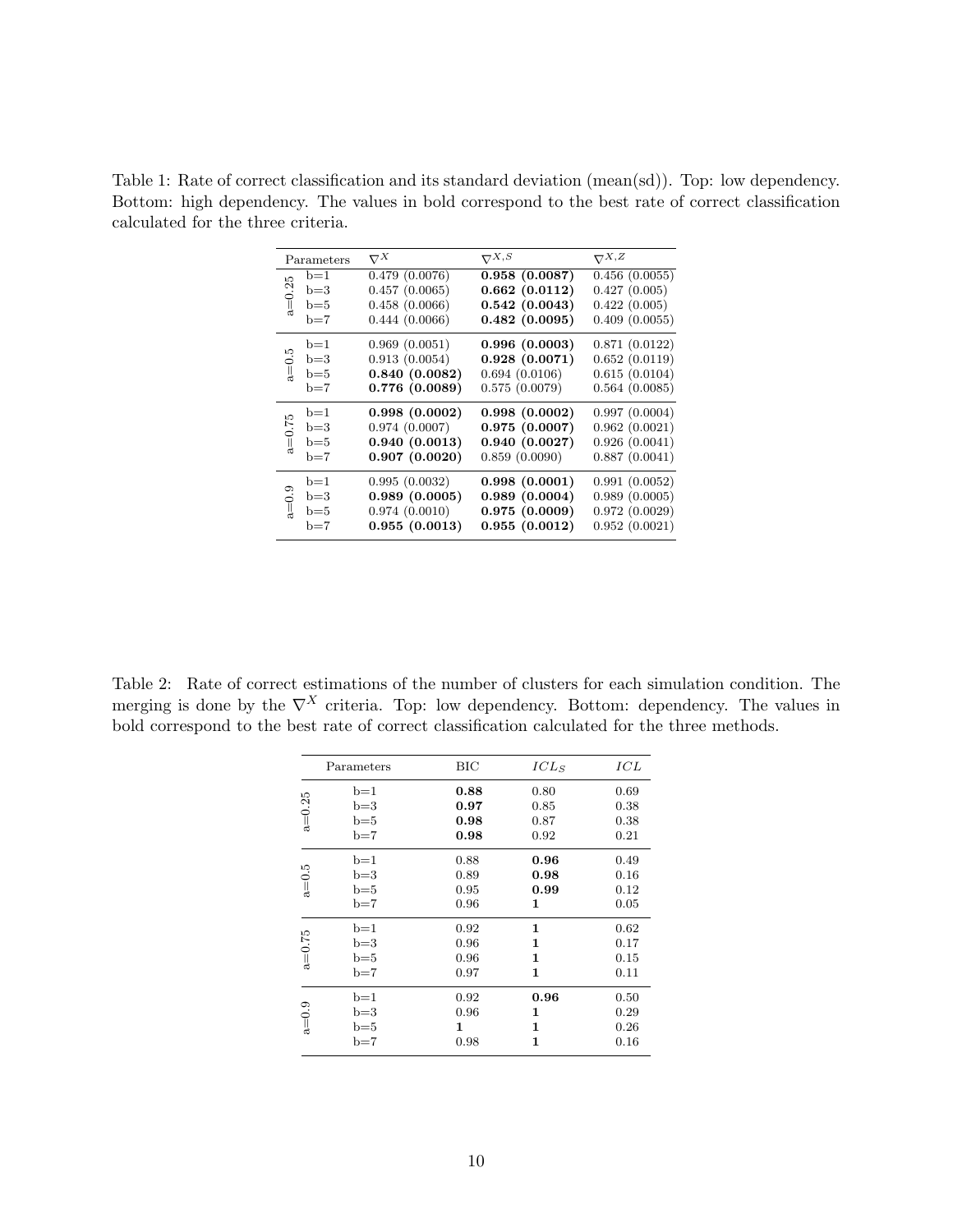Table 1: Rate of correct classification and its standard deviation (mean(sd)). Top: low dependency. Bottom: high dependency. The values in bold correspond to the best rate of correct classification calculated for the three criteria.

| Parameters | | $\nabla^X$ | $\nabla^{X,S}$ | $\nabla^{X,Z}$ |
|---|---|---|---|---|
| a=0.25 | b=1 | 0.479 (0.0076) | **0.958 (0.0087)** | 0.456 (0.0055) |
| | b=3 | 0.457 (0.0065) | **0.662 (0.0112)** | 0.427 (0.005) |
| | b=5 | 0.458 (0.0066) | **0.542 (0.0043)** | 0.422 (0.005) |
| | b=7 | 0.444 (0.0066) | **0.482 (0.0095)** | 0.409 (0.0055) |
| a=0.5 | b=1 | 0.969 (0.0051) | **0.996 (0.0003)** | 0.871 (0.0122) |
| | b=3 | 0.913 (0.0054) | **0.928 (0.0071)** | 0.652 (0.0119) |
| | b=5 | **0.840 (0.0082)** | 0.694 (0.0106) | 0.615 (0.0104) |
| | b=7 | **0.776 (0.0089)** | 0.575 (0.0079) | 0.564 (0.0085) |
| a=0.75 | b=1 | **0.998 (0.0002)** | **0.998 (0.0002)** | 0.997 (0.0004) |
| | b=3 | 0.974 (0.0007) | **0.975 (0.0007)** | 0.962 (0.0021) |
| | b=5 | **0.940 (0.0013)** | **0.940 (0.0027)** | 0.926 (0.0041) |
| | b=7 | **0.907 (0.0020)** | 0.859 (0.0090) | 0.887 (0.0041) |
| a=0.9 | b=1 | 0.995 (0.0032) | **0.998 (0.0001)** | 0.991 (0.0052) |
| | b=3 | **0.989 (0.0005)** | **0.989 (0.0004)** | 0.989 (0.0005) |
| | b=5 | 0.974 (0.0010) | **0.975 (0.0009)** | 0.972 (0.0029) |
| | b=7 | **0.955 (0.0013)** | **0.955 (0.0012)** | 0.952 (0.0021) |

Table 2: Rate of correct estimations of the number of clusters for each simulation condition. The merging is done by the $\nabla^X$ criteria. Top: low dependency. Bottom: dependency. The values in bold correspond to the best rate of correct classification calculated for the three methods.

| Parameters | | BIC | $ICL_S$ | $ICL$ |
|---|---|---|---|---|
| a=0.25 | b=1 | **0.88** | 0.80 | 0.69 |
| | b=3 | **0.97** | 0.85 | 0.38 |
| | b=5 | **0.98** | 0.87 | 0.38 |
| | b=7 | **0.98** | 0.92 | 0.21 |
| a=0.5 | b=1 | 0.88 | **0.96** | 0.49 |
| | b=3 | 0.89 | **0.98** | 0.16 |
| | b=5 | 0.95 | **0.99** | 0.12 |
| | b=7 | 0.96 | **1** | 0.05 |
| a=0.75 | b=1 | 0.92 | **1** | 0.62 |
| | b=3 | 0.96 | **1** | 0.17 |
| | b=5 | 0.96 | **1** | 0.15 |
| | b=7 | 0.97 | **1** | 0.11 |
| a=0.9 | b=1 | 0.92 | **0.96** | 0.50 |
| | b=3 | 0.96 | **1** | 0.29 |
| | b=5 | **1** | **1** | 0.26 |
| | b=7 | 0.98 | **1** | 0.16 |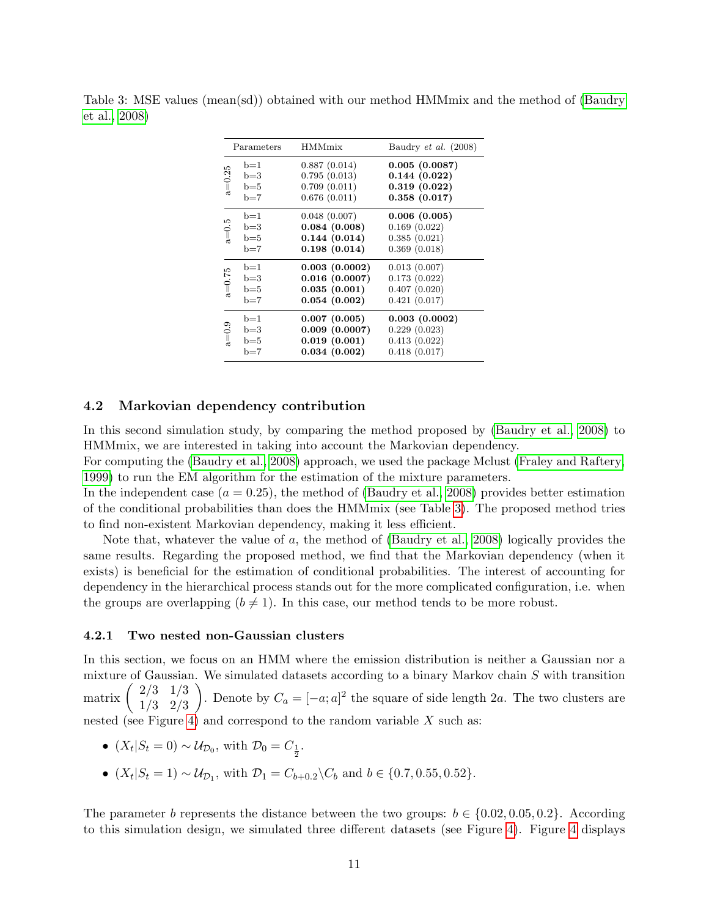Table 3: MSE values (mean(sd)) obtained with our method HMMmix and the method of (Baudry et al., 2008)

| Parameters | | HMMmix | Baudry *et al.* (2008) |
|---|---|---|---|
| a=0.25 | b=1 | 0.887 (0.014) | **0.005 (0.0087)** |
| | b=3 | 0.795 (0.013) | **0.144 (0.022)** |
| | b=5 | 0.709 (0.011) | **0.319 (0.022)** |
| | b=7 | 0.676 (0.011) | **0.358 (0.017)** |
| a=0.5 | b=1 | 0.048 (0.007) | **0.006 (0.005)** |
| | b=3 | **0.084 (0.008)** | 0.169 (0.022) |
| | b=5 | **0.144 (0.014)** | 0.385 (0.021) |
| | b=7 | **0.198 (0.014)** | 0.369 (0.018) |
| a=0.75 | b=1 | **0.003 (0.0002)** | 0.013 (0.007) |
| | b=3 | **0.016 (0.0007)** | 0.173 (0.022) |
| | b=5 | **0.035 (0.001)** | 0.407 (0.020) |
| | b=7 | **0.054 (0.002)** | 0.421 (0.017) |
| a=0.9 | b=1 | **0.007 (0.005)** | **0.003 (0.0002)** |
| | b=3 | **0.009 (0.0007)** | 0.229 (0.023) |
| | b=5 | **0.019 (0.001)** | 0.413 (0.022) |
| | b=7 | **0.034 (0.002)** | 0.418 (0.017) |

## 4.2 Markovian dependency contribution

In this second simulation study, by comparing the method proposed by (Baudry et al., 2008) to HMMmix, we are interested in taking into account the Markovian dependency.
For computing the (Baudry et al., 2008) approach, we used the package Mclust (Fraley and Raftery, 1999) to run the EM algorithm for the estimation of the mixture parameters.
In the independent case ($a = 0.25$), the method of (Baudry et al., 2008) provides better estimation of the conditional probabilities than does the HMMmix (see Table 3). The proposed method tries to find non-existent Markovian dependency, making it less efficient.

Note that, whatever the value of $a$, the method of (Baudry et al., 2008) logically provides the same results. Regarding the proposed method, we find that the Markovian dependency (when it exists) is beneficial for the estimation of conditional probabilities. The interest of accounting for dependency in the hierarchical process stands out for the more complicated configuration, i.e. when the groups are overlapping ($b \neq 1$). In this case, our method tends to be more robust.

### 4.2.1 Two nested non-Gaussian clusters

In this section, we focus on an HMM where the emission distribution is neither a Gaussian nor a mixture of Gaussian. We simulated datasets according to a binary Markov chain $S$ with transition matrix $\begin{pmatrix} 2/3 & 1/3 \\ 1/3 & 2/3 \end{pmatrix}$. Denote by $C_a = [-a; a]^2$ the square of side length $2a$. The two clusters are nested (see Figure 4) and correspond to the random variable $X$ such as:

- $(X_t|S_t = 0) \sim \mathcal{U}_{\mathcal{D}_0}$, with $\mathcal{D}_0 = C_{\frac{1}{2}}$.
- $(X_t|S_t = 1) \sim \mathcal{U}_{\mathcal{D}_1}$, with $\mathcal{D}_1 = C_{b+0.2} \backslash C_b$ and $b \in \{0.7, 0.55, 0.52\}$.

The parameter $b$ represents the distance between the two groups: $b \in \{0.02, 0.05, 0.2\}$. According to this simulation design, we simulated three different datasets (see Figure 4). Figure 4 displays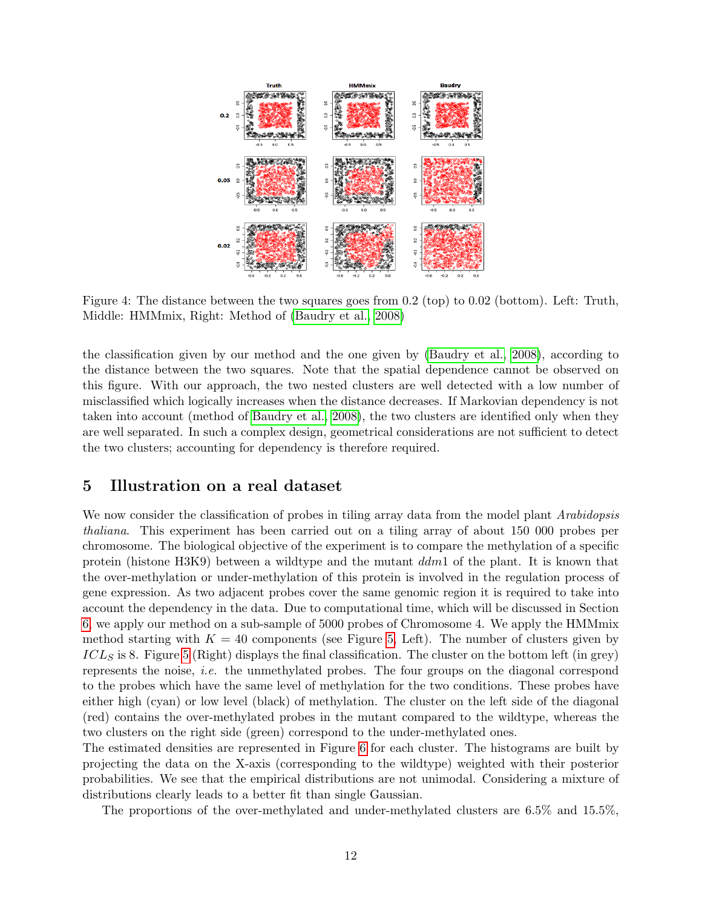Figure 4: The distance between the two squares goes from 0.2 (top) to 0.02 (bottom). Left: Truth, Middle: HMMmix, Right: Method of (Baudry et al., 2008)

the classification given by our method and the one given by (Baudry et al., 2008), according to the distance between the two squares. Note that the spatial dependence cannot be observed on this figure. With our approach, the two nested clusters are well detected with a low number of misclassified which logically increases when the distance decreases. If Markovian dependency is not taken into account (method of Baudry et al., 2008), the two clusters are identified only when they are well separated. In such a complex design, geometrical considerations are not sufficient to detect the two clusters; accounting for dependency is therefore required.

## 5 Illustration on a real dataset

We now consider the classification of probes in tiling array data from the model plant *Arabidopsis thaliana*. This experiment has been carried out on a tiling array of about 150 000 probes per chromosome. The biological objective of the experiment is to compare the methylation of a specific protein (histone H3K9) between a wildtype and the mutant *ddm*1 of the plant. It is known that the over-methylation or under-methylation of this protein is involved in the regulation process of gene expression. As two adjacent probes cover the same genomic region it is required to take into account the dependency in the data. Due to computational time, which will be discussed in Section 6, we apply our method on a sub-sample of 5000 probes of Chromosome 4. We apply the HMMmix method starting with $K = 40$ components (see Figure 5, Left). The number of clusters given by $ICL_S$ is 8. Figure 5 (Right) displays the final classification. The cluster on the bottom left (in grey) represents the noise, *i.e.* the unmethylated probes. The four groups on the diagonal correspond to the probes which have the same level of methylation for the two conditions. These probes have either high (cyan) or low level (black) of methylation. The cluster on the left side of the diagonal (red) contains the over-methylated probes in the mutant compared to the wildtype, whereas the two clusters on the right side (green) correspond to the under-methylated ones.
The estimated densities are represented in Figure 6 for each cluster. The histograms are built by projecting the data on the X-axis (corresponding to the wildtype) weighted with their posterior probabilities. We see that the empirical distributions are not unimodal. Considering a mixture of distributions clearly leads to a better fit than single Gaussian.

The proportions of the over-methylated and under-methylated clusters are 6.5% and 15.5%,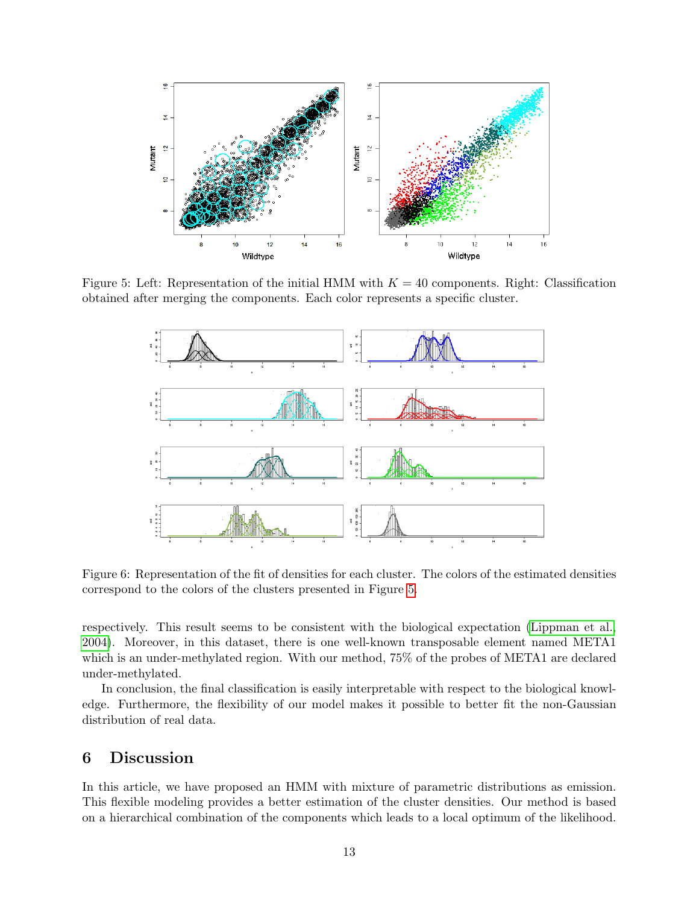Figure 5: Left: Representation of the initial HMM with $K = 40$ components. Right: Classification obtained after merging the components. Each color represents a specific cluster.

Figure 6: Representation of the fit of densities for each cluster. The colors of the estimated densities correspond to the colors of the clusters presented in Figure 5.

respectively. This result seems to be consistent with the biological expectation (Lippman et al., 2004). Moreover, in this dataset, there is one well-known transposable element named META1 which is an under-methylated region. With our method, 75% of the probes of META1 are declared under-methylated.

In conclusion, the final classification is easily interpretable with respect to the biological knowledge. Furthermore, the flexibility of our model makes it possible to better fit the non-Gaussian distribution of real data.

# 6 Discussion

In this article, we have proposed an HMM with mixture of parametric distributions as emission. This flexible modeling provides a better estimation of the cluster densities. Our method is based on a hierarchical combination of the components which leads to a local optimum of the likelihood.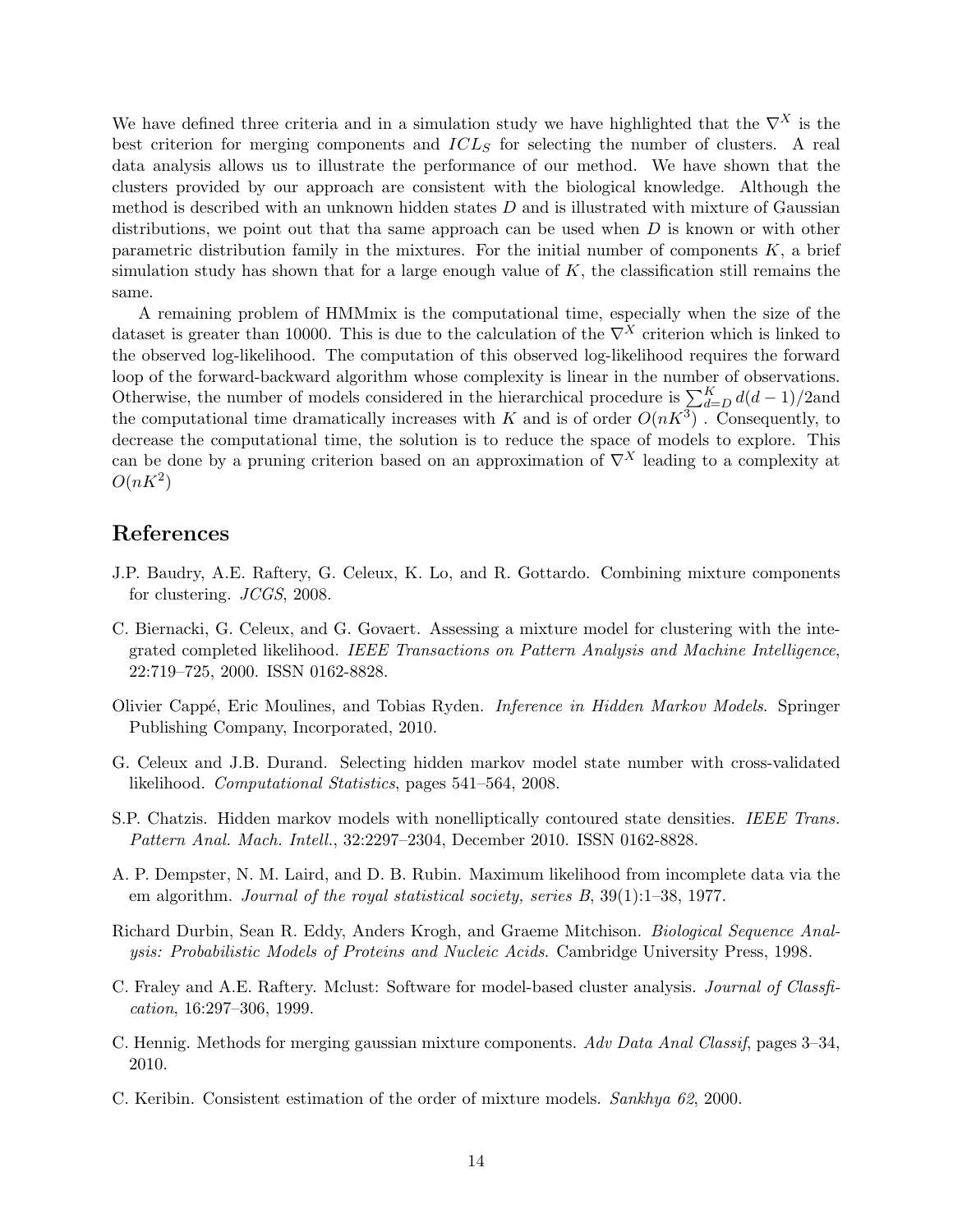We have defined three criteria and in a simulation study we have highlighted that the $\nabla^X$ is the best criterion for merging components and $ICL_S$ for selecting the number of clusters. A real data analysis allows us to illustrate the performance of our method. We have shown that the clusters provided by our approach are consistent with the biological knowledge. Although the method is described with an unknown hidden states $D$ and is illustrated with mixture of Gaussian distributions, we point out that tha same approach can be used when $D$ is known or with other parametric distribution family in the mixtures. For the initial number of components $K$, a brief simulation study has shown that for a large enough value of $K$, the classification still remains the same.

A remaining problem of HMMmix is the computational time, especially when the size of the dataset is greater than 10000. This is due to the calculation of the $\nabla^X$ criterion which is linked to the observed log-likelihood. The computation of this observed log-likelihood requires the forward loop of the forward-backward algorithm whose complexity is linear in the number of observations. Otherwise, the number of models considered in the hierarchical procedure is $\sum_{d=D}^{K} d(d-1)/2$and the computational time dramatically increases with $K$ and is of order $O(nK^3)$ . Consequently, to decrease the computational time, the solution is to reduce the space of models to explore. This can be done by a pruning criterion based on an approximation of $\nabla^X$ leading to a complexity at $O(nK^2)$

## References

J.P. Baudry, A.E. Raftery, G. Celeux, K. Lo, and R. Gottardo. Combining mixture components for clustering. *JCGS*, 2008.

C. Biernacki, G. Celeux, and G. Govaert. Assessing a mixture model for clustering with the integrated completed likelihood. *IEEE Transactions on Pattern Analysis and Machine Intelligence*, 22:719–725, 2000. ISSN 0162-8828.

Olivier Cappé, Eric Moulines, and Tobias Ryden. *Inference in Hidden Markov Models*. Springer Publishing Company, Incorporated, 2010.

G. Celeux and J.B. Durand. Selecting hidden markov model state number with cross-validated likelihood. *Computational Statistics*, pages 541–564, 2008.

S.P. Chatzis. Hidden markov models with nonelliptically contoured state densities. *IEEE Trans. Pattern Anal. Mach. Intell.*, 32:2297–2304, December 2010. ISSN 0162-8828.

A. P. Dempster, N. M. Laird, and D. B. Rubin. Maximum likelihood from incomplete data via the em algorithm. *Journal of the royal statistical society, series B*, 39(1):1–38, 1977.

Richard Durbin, Sean R. Eddy, Anders Krogh, and Graeme Mitchison. *Biological Sequence Analysis: Probabilistic Models of Proteins and Nucleic Acids*. Cambridge University Press, 1998.

C. Fraley and A.E. Raftery. Mclust: Software for model-based cluster analysis. *Journal of Classfication*, 16:297–306, 1999.

C. Hennig. Methods for merging gaussian mixture components. *Adv Data Anal Classif*, pages 3–34, 2010.

C. Keribin. Consistent estimation of the order of mixture models. *Sankhya 62*, 2000.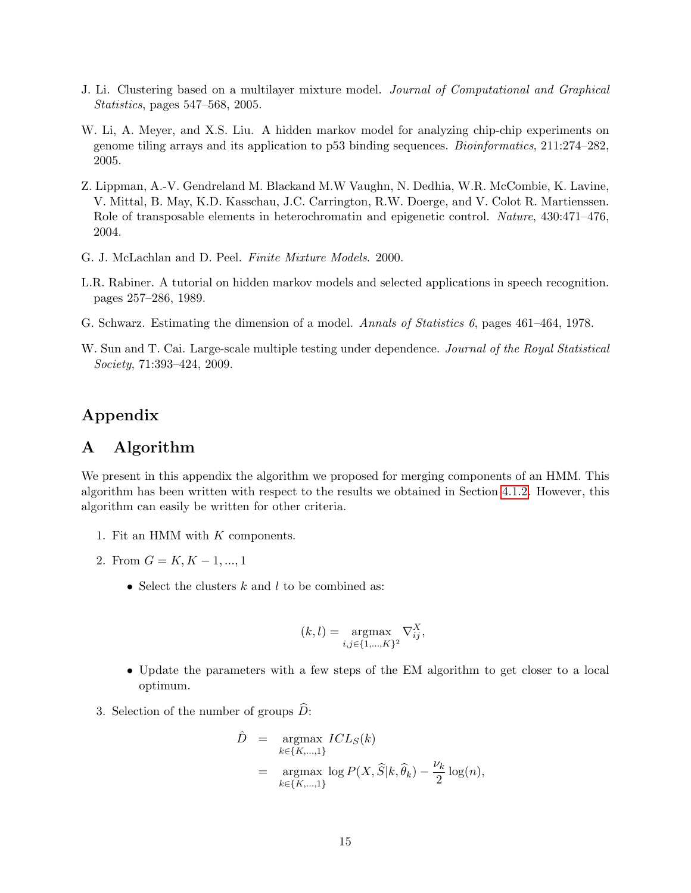J. Li. Clustering based on a multilayer mixture model. *Journal of Computational and Graphical Statistics*, pages 547–568, 2005.

W. Li, A. Meyer, and X.S. Liu. A hidden markov model for analyzing chip-chip experiments on genome tiling arrays and its application to p53 binding sequences. *Bioinformatics*, 211:274–282, 2005.

Z. Lippman, A.-V. Gendreland M. Blackand M.W Vaughn, N. Dedhia, W.R. McCombie, K. Lavine, V. Mittal, B. May, K.D. Kasschau, J.C. Carrington, R.W. Doerge, and V. Colot R. Martienssen. Role of transposable elements in heterochromatin and epigenetic control. *Nature*, 430:471–476, 2004.

G. J. McLachlan and D. Peel. *Finite Mixture Models*. 2000.

L.R. Rabiner. A tutorial on hidden markov models and selected applications in speech recognition. pages 257–286, 1989.

G. Schwarz. Estimating the dimension of a model. *Annals of Statistics 6*, pages 461–464, 1978.

W. Sun and T. Cai. Large-scale multiple testing under dependence. *Journal of the Royal Statistical Society*, 71:393–424, 2009.

# Appendix

## A Algorithm

We present in this appendix the algorithm we proposed for merging components of an HMM. This algorithm has been written with respect to the results we obtained in Section 4.1.2. However, this algorithm can easily be written for other criteria.

1. Fit an HMM with $K$ components.
2. From $G = K, K-1, ..., 1$
   - Select the clusters $k$ and $l$ to be combined as:

$$(k,l) = \underset{i,j \in \{1,...,K\}^2}{\operatorname{argmax}} \nabla_{ij}^{X},$$

   - Update the parameters with a few steps of the EM algorithm to get closer to a local optimum.
3. Selection of the number of groups $\widehat{D}$:

$$\begin{aligned}
\hat{D} &= \underset{k \in \{K,...,1\}}{\operatorname{argmax}} \; ICL_S(k) \\
&= \underset{k \in \{K,...,1\}}{\operatorname{argmax}} \; \log P(X, \widehat{S} | k, \widehat{\theta}_k) - \frac{\nu_k}{2} \log(n),
\end{aligned}$$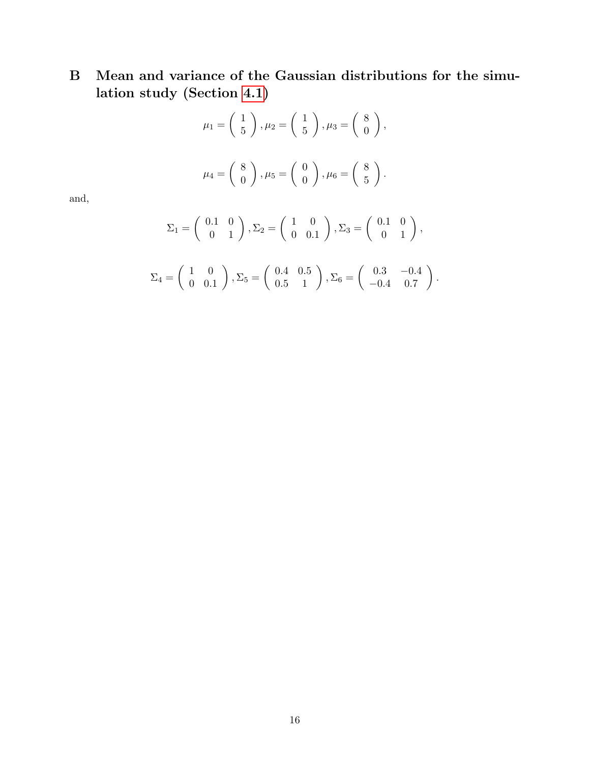# B Mean and variance of the Gaussian distributions for the simulation study (Section 4.1)

$$\mu_1 = \begin{pmatrix} 1 \\ 5 \end{pmatrix}, \mu_2 = \begin{pmatrix} 1 \\ 5 \end{pmatrix}, \mu_3 = \begin{pmatrix} 8 \\ 0 \end{pmatrix},$$

$$\mu_4 = \begin{pmatrix} 8 \\ 0 \end{pmatrix}, \mu_5 = \begin{pmatrix} 0 \\ 0 \end{pmatrix}, \mu_6 = \begin{pmatrix} 8 \\ 5 \end{pmatrix}.$$

and,

$$\Sigma_1 = \begin{pmatrix} 0.1 & 0 \\ 0 & 1 \end{pmatrix}, \Sigma_2 = \begin{pmatrix} 1 & 0 \\ 0 & 0.1 \end{pmatrix}, \Sigma_3 = \begin{pmatrix} 0.1 & 0 \\ 0 & 1 \end{pmatrix},$$

$$\Sigma_4 = \begin{pmatrix} 1 & 0 \\ 0 & 0.1 \end{pmatrix}, \Sigma_5 = \begin{pmatrix} 0.4 & 0.5 \\ 0.5 & 1 \end{pmatrix}, \Sigma_6 = \begin{pmatrix} 0.3 & -0.4 \\ -0.4 & 0.7 \end{pmatrix}.$$